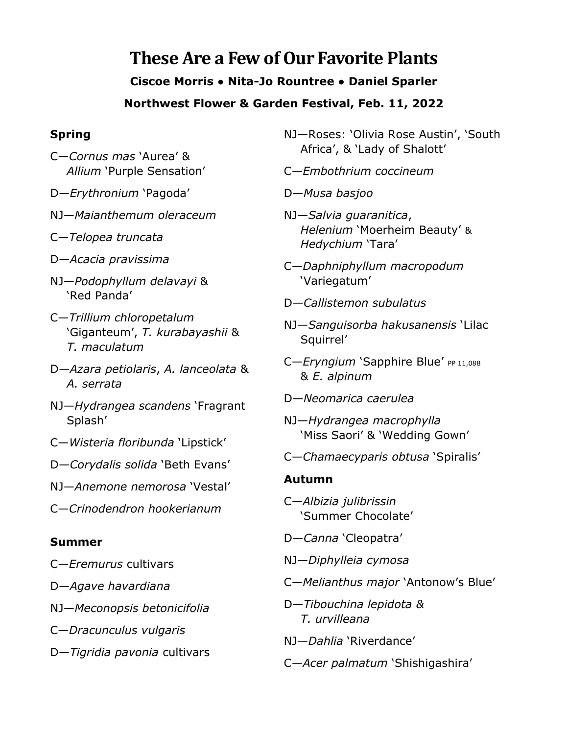# These Are a Few of Our Favorite Plants

**Ciscoe Morris • Nita-Jo Rountree • Daniel Sparler**

**Northwest Flower & Garden Festival, Feb. 11, 2022**

### Spring

C—*Cornus mas* 'Aurea' & *Allium* 'Purple Sensation'

D—*Erythronium* 'Pagoda'

NJ—*Maianthemum oleraceum*

C—*Telopea truncata*

D—*Acacia pravissima*

NJ—*Podophyllum delavayi* & 'Red Panda'

C—*Trillium chloropetalum* 'Giganteum', *T. kurabayashii* & *T. maculatum*

D—*Azara petiolaris*, *A. lanceolata* & *A. serrata*

NJ—*Hydrangea scandens* 'Fragrant Splash'

C—*Wisteria floribunda* 'Lipstick'

D—*Corydalis solida* 'Beth Evans'

NJ—*Anemone nemorosa* 'Vestal'

C—*Crinodendron hookerianum*

### Summer

C—*Eremurus* cultivars

D—*Agave havardiana*

NJ—*Meconopsis betonicifolia*

C—*Dracunculus vulgaris*

D—*Tigridia pavonia* cultivars

NJ—Roses: 'Olivia Rose Austin', 'South Africa', & 'Lady of Shalott'

C—*Embothrium coccineum*

D—*Musa basjoo*

NJ—*Salvia guaranitica*, *Helenium* 'Moerheim Beauty' & *Hedychium* 'Tara'

C—*Daphniphyllum macropodum* 'Variegatum'

D—*Callistemon subulatus*

NJ—*Sanguisorba hakusanensis* 'Lilac Squirrel'

C—*Eryngium* 'Sapphire Blue' PP 11,088 & *E. alpinum*

D—*Neomarica caerulea*

NJ—*Hydrangea macrophylla* 'Miss Saori' & 'Wedding Gown'

C—*Chamaecyparis obtusa* 'Spiralis'

### Autumn

C—*Albizia julibrissin* 'Summer Chocolate'

D—*Canna* 'Cleopatra'

NJ—*Diphylleia cymosa*

C—*Melianthus major* 'Antonow's Blue'

D—*Tibouchina lepidota & T. urvilleana*

NJ—*Dahlia* 'Riverdance'

C—*Acer palmatum* 'Shishigashira'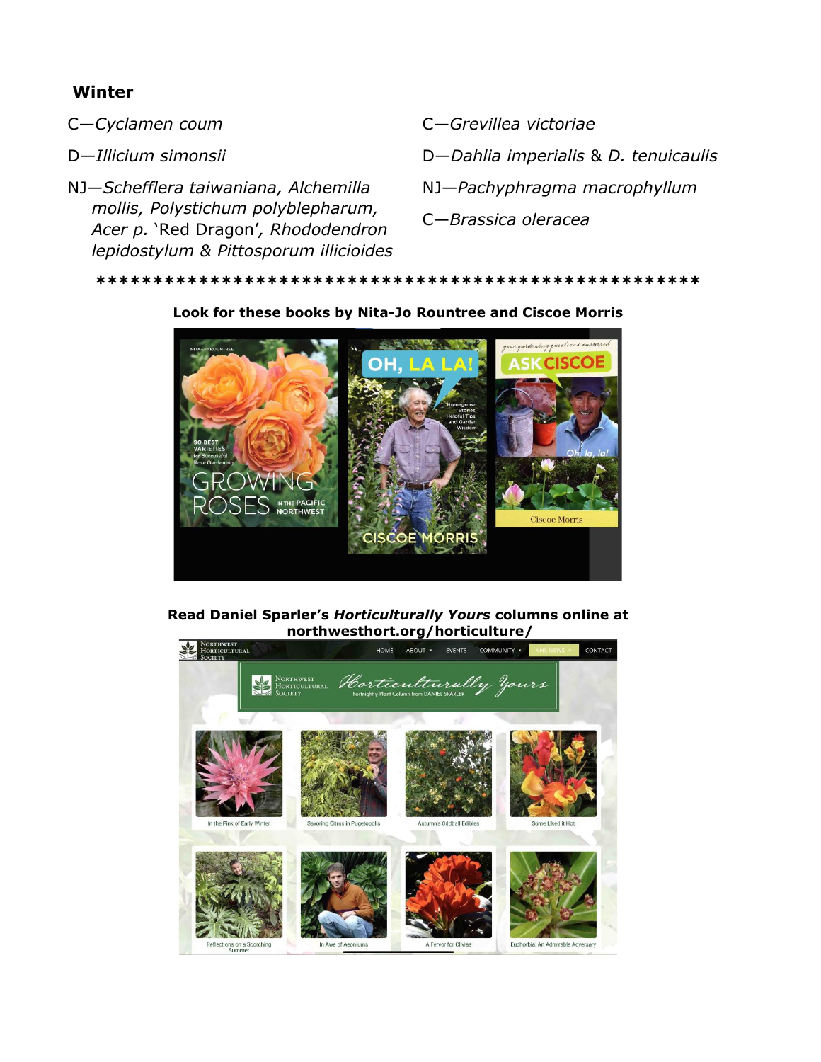**Winter**

C—*Cyclamen coum*

D—*Illicium simonsii*

NJ—*Schefflera taiwaniana, Alchemilla mollis, Polystichum polyblepharum, Acer p.* 'Red Dragon', *Rhododendron lepidostylum & Pittosporum illicioides*

C—*Grevillea victoriae*

D—*Dahlia imperialis* & *D. tenuicaulis*

NJ—*Pachyphragma macrophyllum*

C—*Brassica oleracea*

\*\*\*\*\*\*\*\*\*\*\*\*\*\*\*\*\*\*\*\*\*\*\*\*\*\*\*\*\*\*\*\*\*\*\*\*\*\*\*\*\*\*\*\*\*\*\*\*\*\*

**Look for these books by Nita-Jo Rountree and Ciscoe Morris**

**Read Daniel Sparler's *Horticulturally Yours* columns online at northwesthort.org/horticulture/**